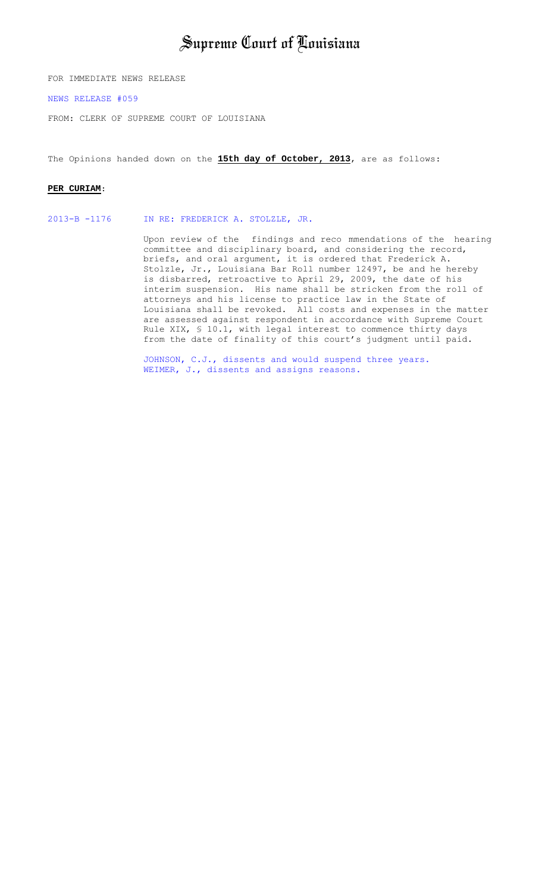# Supreme Court of Louisiana

FOR IMMEDIATE NEWS RELEASE

NEWS RELEASE #059

FROM: CLERK OF SUPREME COURT OF LOUISIANA

The Opinions handed down on the **15th day of October, 2013**, are as follows:

**PER CURIAM**:

2013-B -1176 IN RE: FREDERICK A. STOLZLE, JR.

Upon review of the findings and reco mmendations of the hearing committee and disciplinary board, and considering the record, briefs, and oral argument, it is ordered that Frederick A. Stolzle, Jr., Louisiana Bar Roll number 12497, be and he hereby is disbarred, retroactive to April 29, 2009, the date of his interim suspension. His name shall be stricken from the roll of attorneys and his license to practice law in the State of Louisiana shall be revoked. All costs and expenses in the matter are assessed against respondent in accordance with Supreme Court Rule XIX, § 10.1, with legal interest to commence thirty days from the date of finality of this court's judgment until paid.

JOHNSON, C.J., dissents and would suspend three years.
WEIMER, J., dissents and assigns reasons.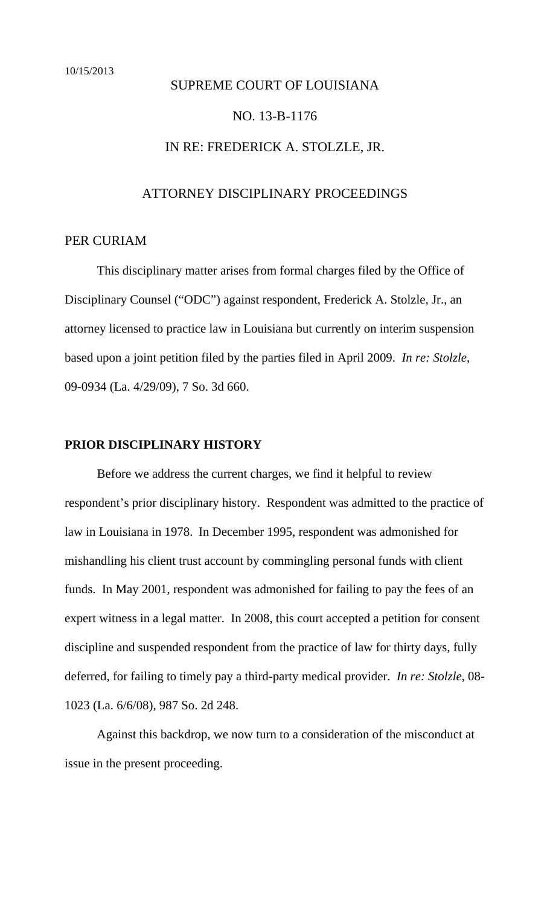10/15/2013

SUPREME COURT OF LOUISIANA

NO. 13-B-1176

IN RE: FREDERICK A. STOLZLE, JR.

ATTORNEY DISCIPLINARY PROCEEDINGS

PER CURIAM

This disciplinary matter arises from formal charges filed by the Office of Disciplinary Counsel ("ODC") against respondent, Frederick A. Stolzle, Jr., an attorney licensed to practice law in Louisiana but currently on interim suspension based upon a joint petition filed by the parties filed in April 2009. *In re: Stolzle*, 09-0934 (La. 4/29/09), 7 So. 3d 660.

## PRIOR DISCIPLINARY HISTORY

Before we address the current charges, we find it helpful to review respondent's prior disciplinary history. Respondent was admitted to the practice of law in Louisiana in 1978. In December 1995, respondent was admonished for mishandling his client trust account by commingling personal funds with client funds. In May 2001, respondent was admonished for failing to pay the fees of an expert witness in a legal matter. In 2008, this court accepted a petition for consent discipline and suspended respondent from the practice of law for thirty days, fully deferred, for failing to timely pay a third-party medical provider. *In re: Stolzle*, 08-1023 (La. 6/6/08), 987 So. 2d 248.

Against this backdrop, we now turn to a consideration of the misconduct at issue in the present proceeding.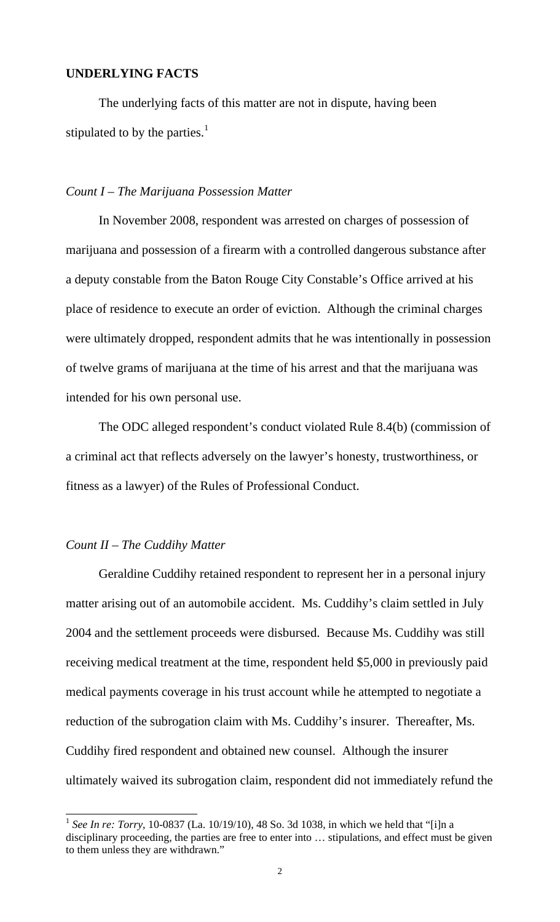**UNDERLYING FACTS**

The underlying facts of this matter are not in dispute, having been stipulated to by the parties.[1]

*Count I – The Marijuana Possession Matter*

In November 2008, respondent was arrested on charges of possession of marijuana and possession of a firearm with a controlled dangerous substance after a deputy constable from the Baton Rouge City Constable's Office arrived at his place of residence to execute an order of eviction. Although the criminal charges were ultimately dropped, respondent admits that he was intentionally in possession of twelve grams of marijuana at the time of his arrest and that the marijuana was intended for his own personal use.

The ODC alleged respondent's conduct violated Rule 8.4(b) (commission of a criminal act that reflects adversely on the lawyer's honesty, trustworthiness, or fitness as a lawyer) of the Rules of Professional Conduct.

*Count II – The Cuddihy Matter*

Geraldine Cuddihy retained respondent to represent her in a personal injury matter arising out of an automobile accident. Ms. Cuddihy's claim settled in July 2004 and the settlement proceeds were disbursed. Because Ms. Cuddihy was still receiving medical treatment at the time, respondent held $5,000 in previously paid medical payments coverage in his trust account while he attempted to negotiate a reduction of the subrogation claim with Ms. Cuddihy's insurer. Thereafter, Ms. Cuddihy fired respondent and obtained new counsel. Although the insurer ultimately waived its subrogation claim, respondent did not immediately refund the

[1] *See In re: Torry*, 10-0837 (La. 10/19/10), 48 So. 3d 1038, in which we held that "[i]n a disciplinary proceeding, the parties are free to enter into … stipulations, and effect must be given to them unless they are withdrawn."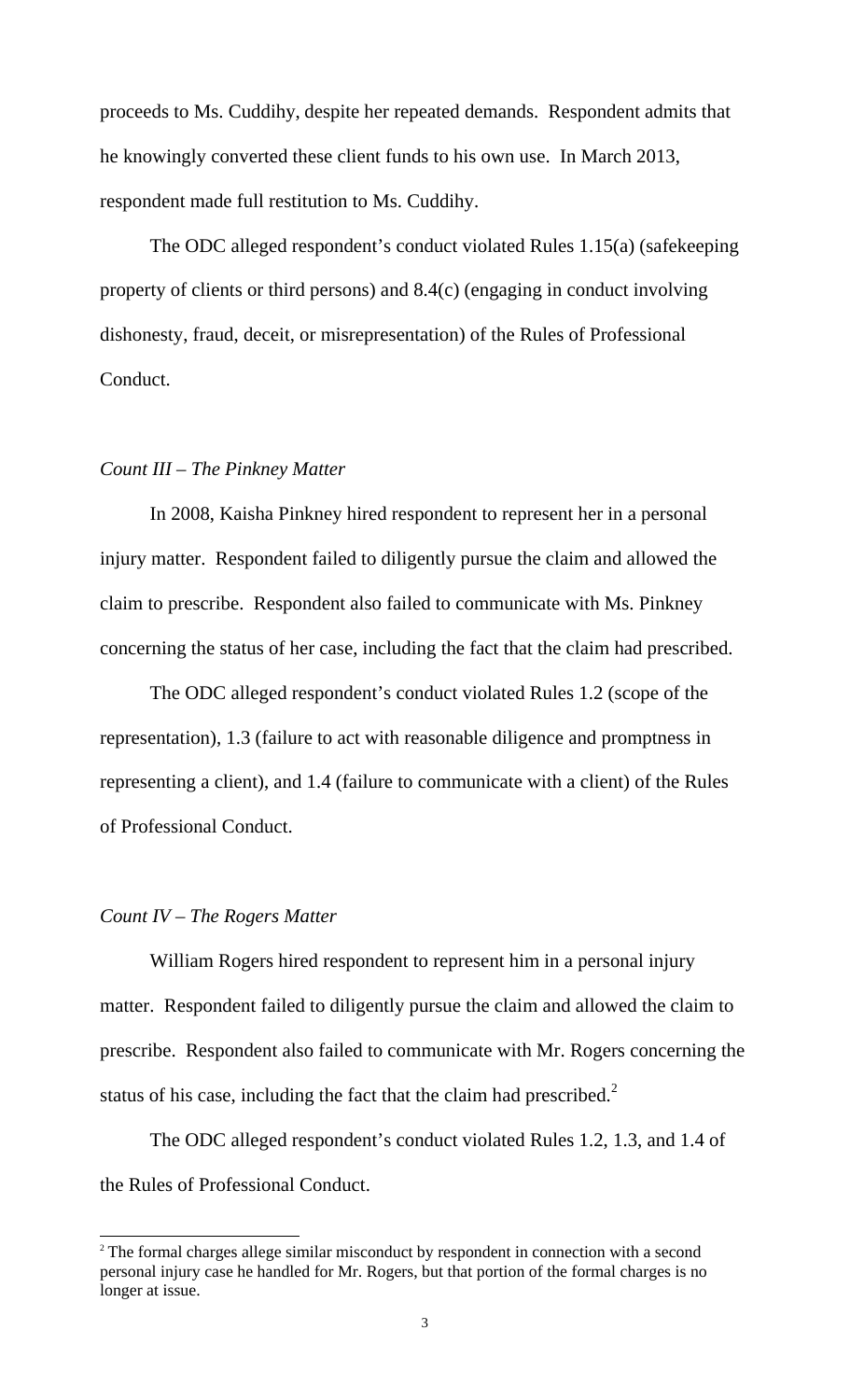proceeds to Ms. Cuddihy, despite her repeated demands. Respondent admits that he knowingly converted these client funds to his own use. In March 2013, respondent made full restitution to Ms. Cuddihy.

The ODC alleged respondent's conduct violated Rules 1.15(a) (safekeeping property of clients or third persons) and 8.4(c) (engaging in conduct involving dishonesty, fraud, deceit, or misrepresentation) of the Rules of Professional Conduct.

*Count III – The Pinkney Matter*

In 2008, Kaisha Pinkney hired respondent to represent her in a personal injury matter. Respondent failed to diligently pursue the claim and allowed the claim to prescribe. Respondent also failed to communicate with Ms. Pinkney concerning the status of her case, including the fact that the claim had prescribed.

The ODC alleged respondent's conduct violated Rules 1.2 (scope of the representation), 1.3 (failure to act with reasonable diligence and promptness in representing a client), and 1.4 (failure to communicate with a client) of the Rules of Professional Conduct.

*Count IV – The Rogers Matter*

William Rogers hired respondent to represent him in a personal injury matter. Respondent failed to diligently pursue the claim and allowed the claim to prescribe. Respondent also failed to communicate with Mr. Rogers concerning the status of his case, including the fact that the claim had prescribed.[2]

The ODC alleged respondent's conduct violated Rules 1.2, 1.3, and 1.4 of the Rules of Professional Conduct.

---

[2] The formal charges allege similar misconduct by respondent in connection with a second personal injury case he handled for Mr. Rogers, but that portion of the formal charges is no longer at issue.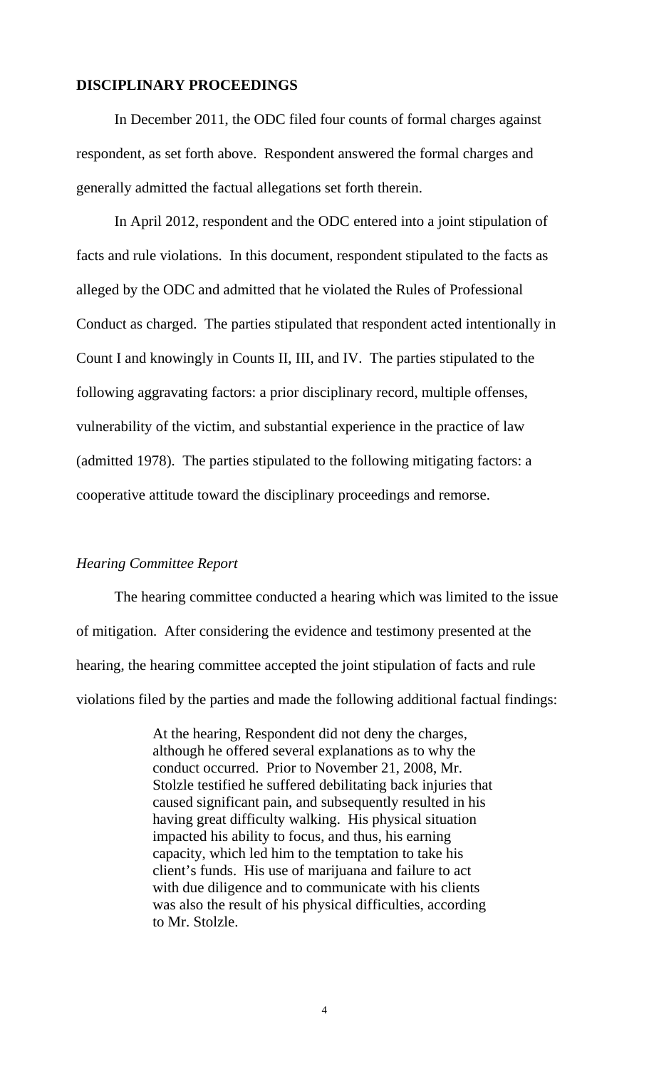**DISCIPLINARY PROCEEDINGS**

In December 2011, the ODC filed four counts of formal charges against respondent, as set forth above. Respondent answered the formal charges and generally admitted the factual allegations set forth therein.

In April 2012, respondent and the ODC entered into a joint stipulation of facts and rule violations. In this document, respondent stipulated to the facts as alleged by the ODC and admitted that he violated the Rules of Professional Conduct as charged. The parties stipulated that respondent acted intentionally in Count I and knowingly in Counts II, III, and IV. The parties stipulated to the following aggravating factors: a prior disciplinary record, multiple offenses, vulnerability of the victim, and substantial experience in the practice of law (admitted 1978). The parties stipulated to the following mitigating factors: a cooperative attitude toward the disciplinary proceedings and remorse.

*Hearing Committee Report*

The hearing committee conducted a hearing which was limited to the issue of mitigation. After considering the evidence and testimony presented at the hearing, the hearing committee accepted the joint stipulation of facts and rule violations filed by the parties and made the following additional factual findings:

> At the hearing, Respondent did not deny the charges, although he offered several explanations as to why the conduct occurred. Prior to November 21, 2008, Mr. Stolzle testified he suffered debilitating back injuries that caused significant pain, and subsequently resulted in his having great difficulty walking. His physical situation impacted his ability to focus, and thus, his earning capacity, which led him to the temptation to take his client's funds. His use of marijuana and failure to act with due diligence and to communicate with his clients was also the result of his physical difficulties, according to Mr. Stolzle.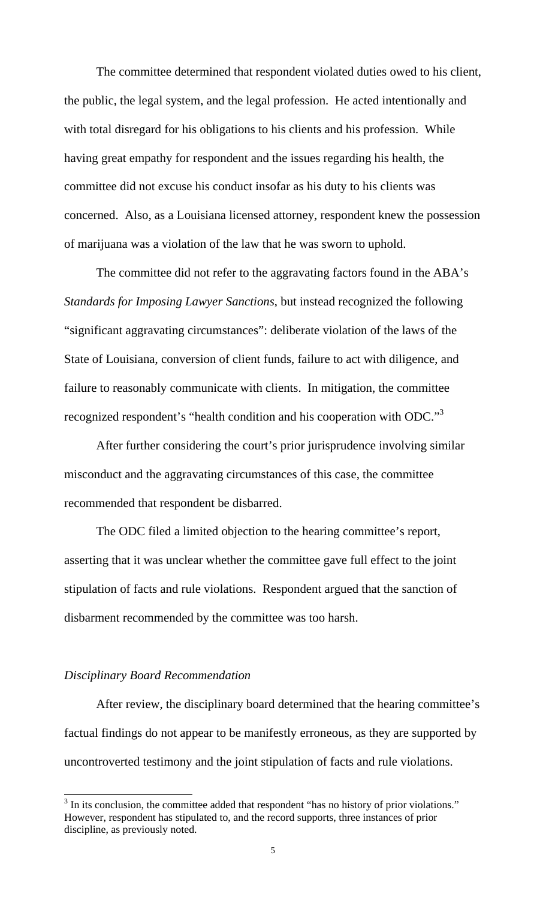The committee determined that respondent violated duties owed to his client, the public, the legal system, and the legal profession. He acted intentionally and with total disregard for his obligations to his clients and his profession. While having great empathy for respondent and the issues regarding his health, the committee did not excuse his conduct insofar as his duty to his clients was concerned. Also, as a Louisiana licensed attorney, respondent knew the possession of marijuana was a violation of the law that he was sworn to uphold.

The committee did not refer to the aggravating factors found in the ABA's *Standards for Imposing Lawyer Sanctions*, but instead recognized the following "significant aggravating circumstances": deliberate violation of the laws of the State of Louisiana, conversion of client funds, failure to act with diligence, and failure to reasonably communicate with clients. In mitigation, the committee recognized respondent's "health condition and his cooperation with ODC."[3]

After further considering the court's prior jurisprudence involving similar misconduct and the aggravating circumstances of this case, the committee recommended that respondent be disbarred.

The ODC filed a limited objection to the hearing committee's report, asserting that it was unclear whether the committee gave full effect to the joint stipulation of facts and rule violations. Respondent argued that the sanction of disbarment recommended by the committee was too harsh.

*Disciplinary Board Recommendation*

After review, the disciplinary board determined that the hearing committee's factual findings do not appear to be manifestly erroneous, as they are supported by uncontroverted testimony and the joint stipulation of facts and rule violations.

---

[3] In its conclusion, the committee added that respondent "has no history of prior violations." However, respondent has stipulated to, and the record supports, three instances of prior discipline, as previously noted.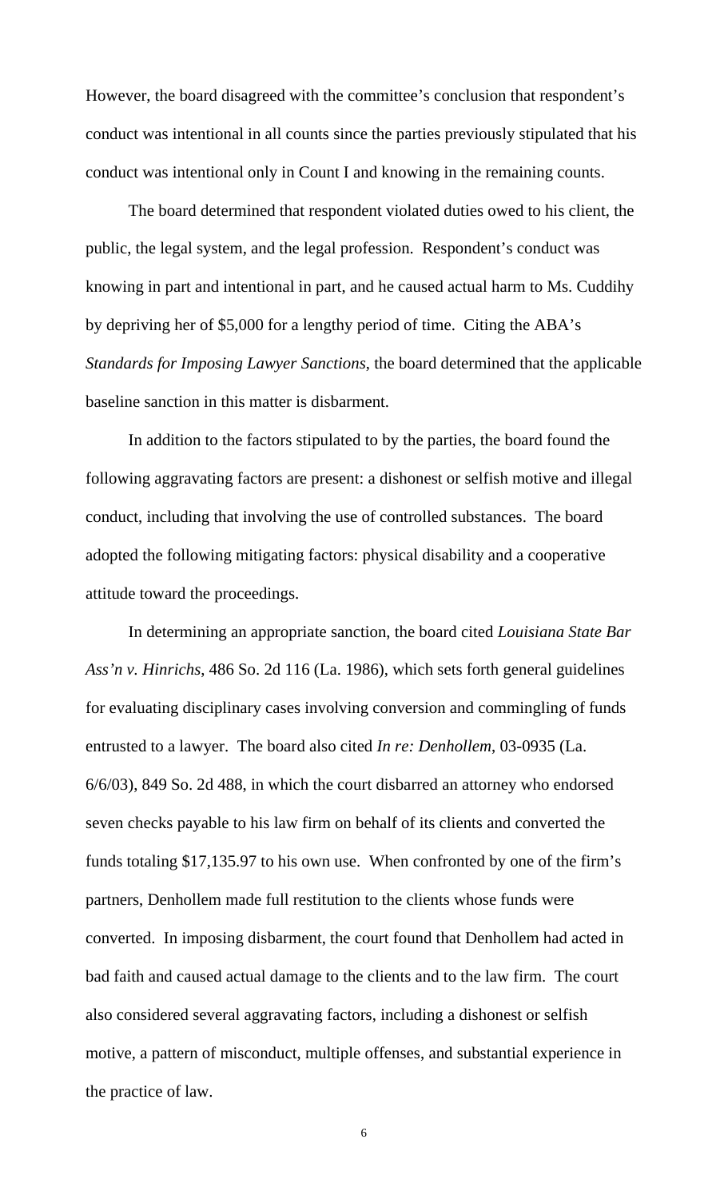However, the board disagreed with the committee's conclusion that respondent's conduct was intentional in all counts since the parties previously stipulated that his conduct was intentional only in Count I and knowing in the remaining counts.

The board determined that respondent violated duties owed to his client, the public, the legal system, and the legal profession. Respondent's conduct was knowing in part and intentional in part, and he caused actual harm to Ms. Cuddihy by depriving her of $5,000 for a lengthy period of time. Citing the ABA's *Standards for Imposing Lawyer Sanctions*, the board determined that the applicable baseline sanction in this matter is disbarment.

In addition to the factors stipulated to by the parties, the board found the following aggravating factors are present: a dishonest or selfish motive and illegal conduct, including that involving the use of controlled substances. The board adopted the following mitigating factors: physical disability and a cooperative attitude toward the proceedings.

In determining an appropriate sanction, the board cited *Louisiana State Bar Ass'n v. Hinrichs*, 486 So. 2d 116 (La. 1986), which sets forth general guidelines for evaluating disciplinary cases involving conversion and commingling of funds entrusted to a lawyer. The board also cited *In re: Denhollem*, 03-0935 (La. 6/6/03), 849 So. 2d 488, in which the court disbarred an attorney who endorsed seven checks payable to his law firm on behalf of its clients and converted the funds totaling $17,135.97 to his own use. When confronted by one of the firm's partners, Denhollem made full restitution to the clients whose funds were converted. In imposing disbarment, the court found that Denhollem had acted in bad faith and caused actual damage to the clients and to the law firm. The court also considered several aggravating factors, including a dishonest or selfish motive, a pattern of misconduct, multiple offenses, and substantial experience in the practice of law.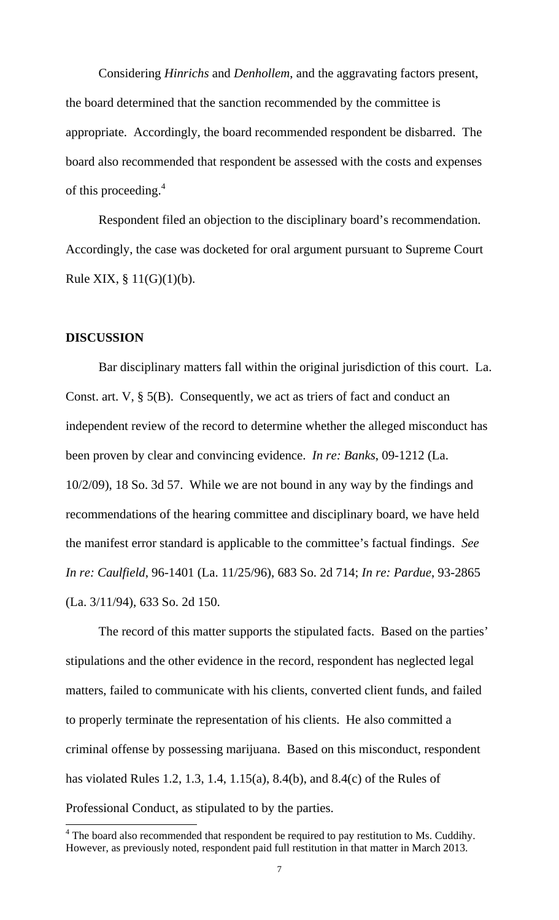Considering *Hinrichs* and *Denhollem*, and the aggravating factors present, the board determined that the sanction recommended by the committee is appropriate. Accordingly, the board recommended respondent be disbarred. The board also recommended that respondent be assessed with the costs and expenses of this proceeding.[4]

Respondent filed an objection to the disciplinary board's recommendation. Accordingly, the case was docketed for oral argument pursuant to Supreme Court Rule XIX, § 11(G)(1)(b).

**DISCUSSION**

Bar disciplinary matters fall within the original jurisdiction of this court. La. Const. art. V, § 5(B). Consequently, we act as triers of fact and conduct an independent review of the record to determine whether the alleged misconduct has been proven by clear and convincing evidence. *In re: Banks*, 09-1212 (La. 10/2/09), 18 So. 3d 57. While we are not bound in any way by the findings and recommendations of the hearing committee and disciplinary board, we have held the manifest error standard is applicable to the committee's factual findings. *See In re: Caulfield*, 96-1401 (La. 11/25/96), 683 So. 2d 714; *In re: Pardue*, 93-2865 (La. 3/11/94), 633 So. 2d 150.

The record of this matter supports the stipulated facts. Based on the parties' stipulations and the other evidence in the record, respondent has neglected legal matters, failed to communicate with his clients, converted client funds, and failed to properly terminate the representation of his clients. He also committed a criminal offense by possessing marijuana. Based on this misconduct, respondent has violated Rules 1.2, 1.3, 1.4, 1.15(a), 8.4(b), and 8.4(c) of the Rules of Professional Conduct, as stipulated to by the parties.

---

[4] The board also recommended that respondent be required to pay restitution to Ms. Cuddihy. However, as previously noted, respondent paid full restitution in that matter in March 2013.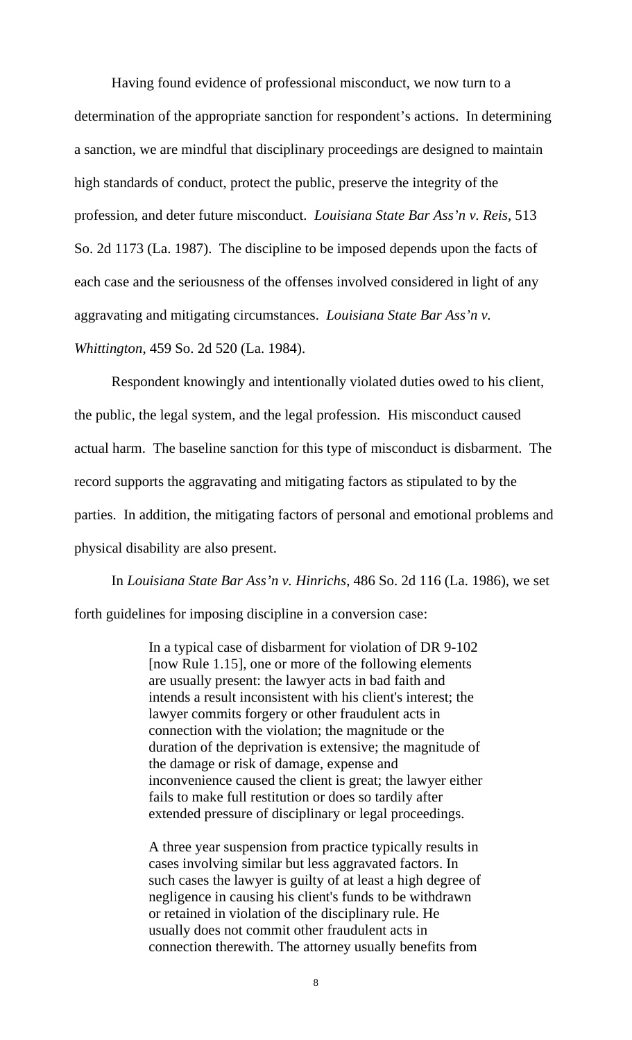Having found evidence of professional misconduct, we now turn to a determination of the appropriate sanction for respondent's actions. In determining a sanction, we are mindful that disciplinary proceedings are designed to maintain high standards of conduct, protect the public, preserve the integrity of the profession, and deter future misconduct. *Louisiana State Bar Ass'n v. Reis*, 513 So. 2d 1173 (La. 1987). The discipline to be imposed depends upon the facts of each case and the seriousness of the offenses involved considered in light of any aggravating and mitigating circumstances. *Louisiana State Bar Ass'n v. Whittington*, 459 So. 2d 520 (La. 1984).

Respondent knowingly and intentionally violated duties owed to his client, the public, the legal system, and the legal profession. His misconduct caused actual harm. The baseline sanction for this type of misconduct is disbarment. The record supports the aggravating and mitigating factors as stipulated to by the parties. In addition, the mitigating factors of personal and emotional problems and physical disability are also present.

In *Louisiana State Bar Ass'n v. Hinrichs*, 486 So. 2d 116 (La. 1986), we set forth guidelines for imposing discipline in a conversion case:

> In a typical case of disbarment for violation of DR 9-102 [now Rule 1.15], one or more of the following elements are usually present: the lawyer acts in bad faith and intends a result inconsistent with his client's interest; the lawyer commits forgery or other fraudulent acts in connection with the violation; the magnitude or the duration of the deprivation is extensive; the magnitude of the damage or risk of damage, expense and inconvenience caused the client is great; the lawyer either fails to make full restitution or does so tardily after extended pressure of disciplinary or legal proceedings.
>
> A three year suspension from practice typically results in cases involving similar but less aggravated factors. In such cases the lawyer is guilty of at least a high degree of negligence in causing his client's funds to be withdrawn or retained in violation of the disciplinary rule. He usually does not commit other fraudulent acts in connection therewith. The attorney usually benefits from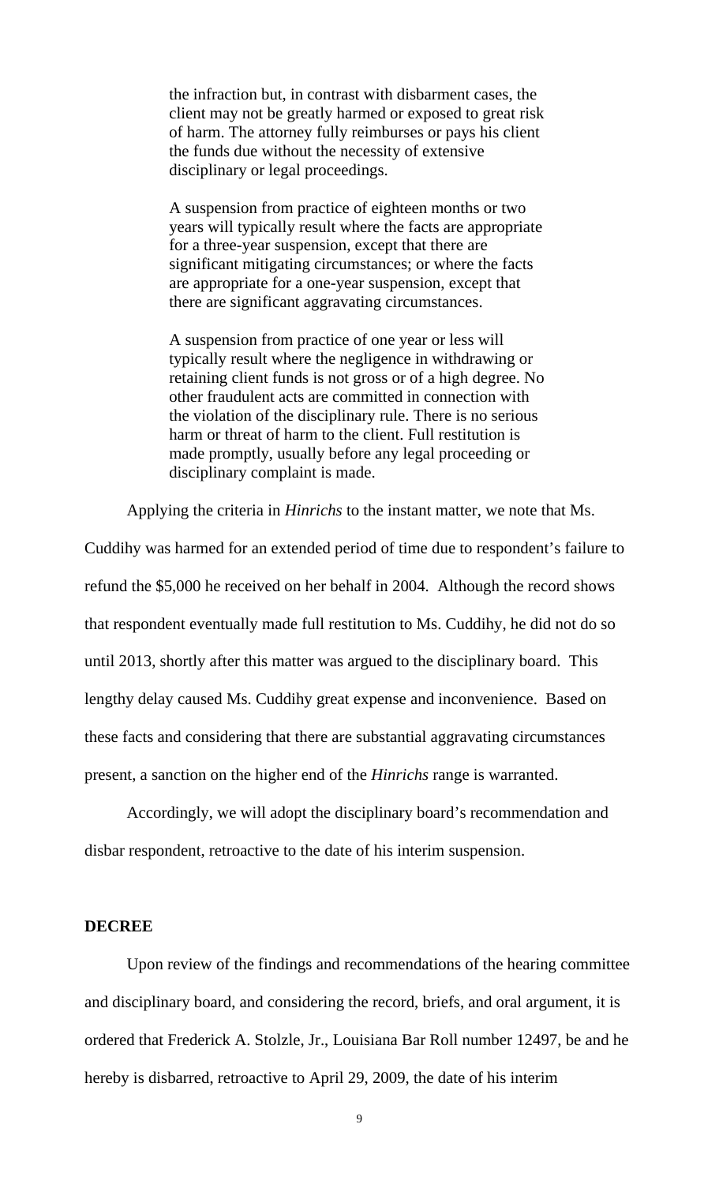> the infraction but, in contrast with disbarment cases, the client may not be greatly harmed or exposed to great risk of harm. The attorney fully reimburses or pays his client the funds due without the necessity of extensive disciplinary or legal proceedings.
>
> A suspension from practice of eighteen months or two years will typically result where the facts are appropriate for a three-year suspension, except that there are significant mitigating circumstances; or where the facts are appropriate for a one-year suspension, except that there are significant aggravating circumstances.
>
> A suspension from practice of one year or less will typically result where the negligence in withdrawing or retaining client funds is not gross or of a high degree. No other fraudulent acts are committed in connection with the violation of the disciplinary rule. There is no serious harm or threat of harm to the client. Full restitution is made promptly, usually before any legal proceeding or disciplinary complaint is made.

Applying the criteria in *Hinrichs* to the instant matter, we note that Ms. Cuddihy was harmed for an extended period of time due to respondent's failure to refund the $5,000 he received on her behalf in 2004. Although the record shows that respondent eventually made full restitution to Ms. Cuddihy, he did not do so until 2013, shortly after this matter was argued to the disciplinary board. This lengthy delay caused Ms. Cuddihy great expense and inconvenience. Based on these facts and considering that there are substantial aggravating circumstances present, a sanction on the higher end of the *Hinrichs* range is warranted.

Accordingly, we will adopt the disciplinary board's recommendation and disbar respondent, retroactive to the date of his interim suspension.

## DECREE

Upon review of the findings and recommendations of the hearing committee and disciplinary board, and considering the record, briefs, and oral argument, it is ordered that Frederick A. Stolzle, Jr., Louisiana Bar Roll number 12497, be and he hereby is disbarred, retroactive to April 29, 2009, the date of his interim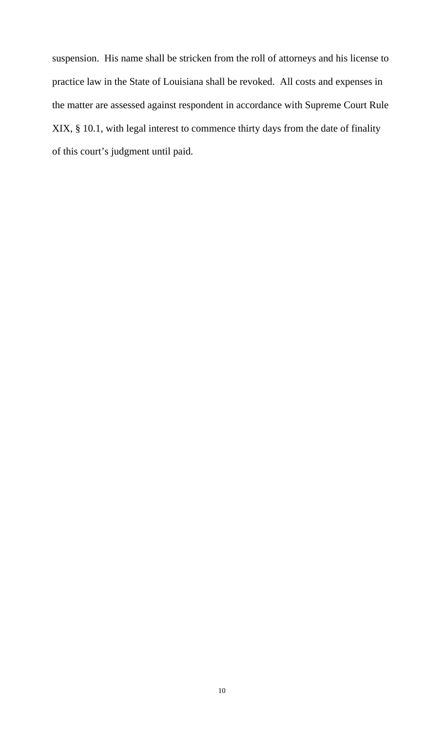suspension. His name shall be stricken from the roll of attorneys and his license to practice law in the State of Louisiana shall be revoked. All costs and expenses in the matter are assessed against respondent in accordance with Supreme Court Rule XIX, § 10.1, with legal interest to commence thirty days from the date of finality of this court's judgment until paid.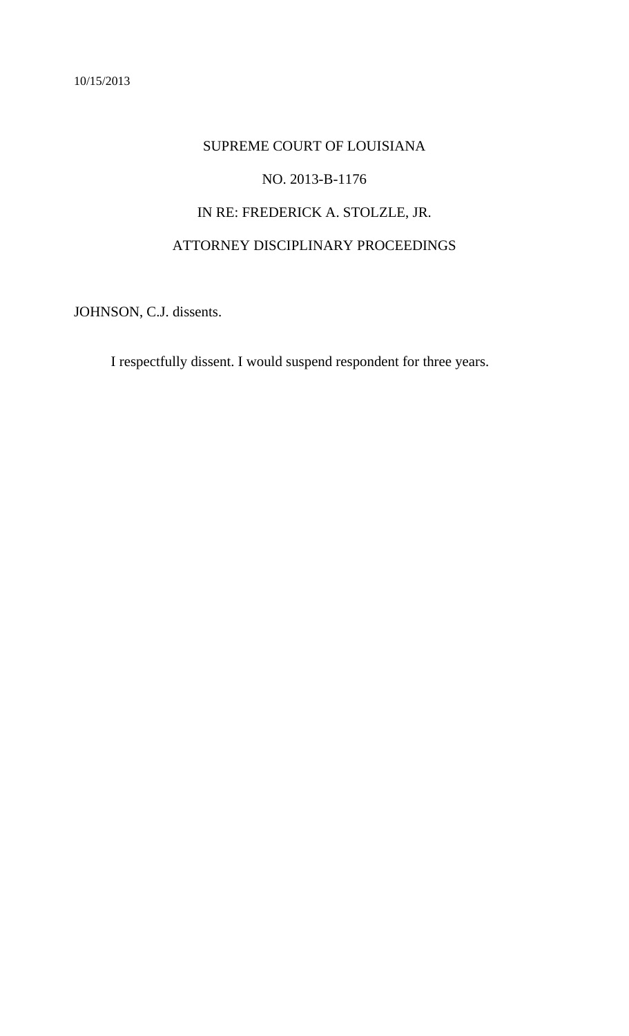10/15/2013

SUPREME COURT OF LOUISIANA

NO. 2013-B-1176

IN RE: FREDERICK A. STOLZLE, JR.

ATTORNEY DISCIPLINARY PROCEEDINGS

JOHNSON, C.J. dissents.

I respectfully dissent. I would suspend respondent for three years.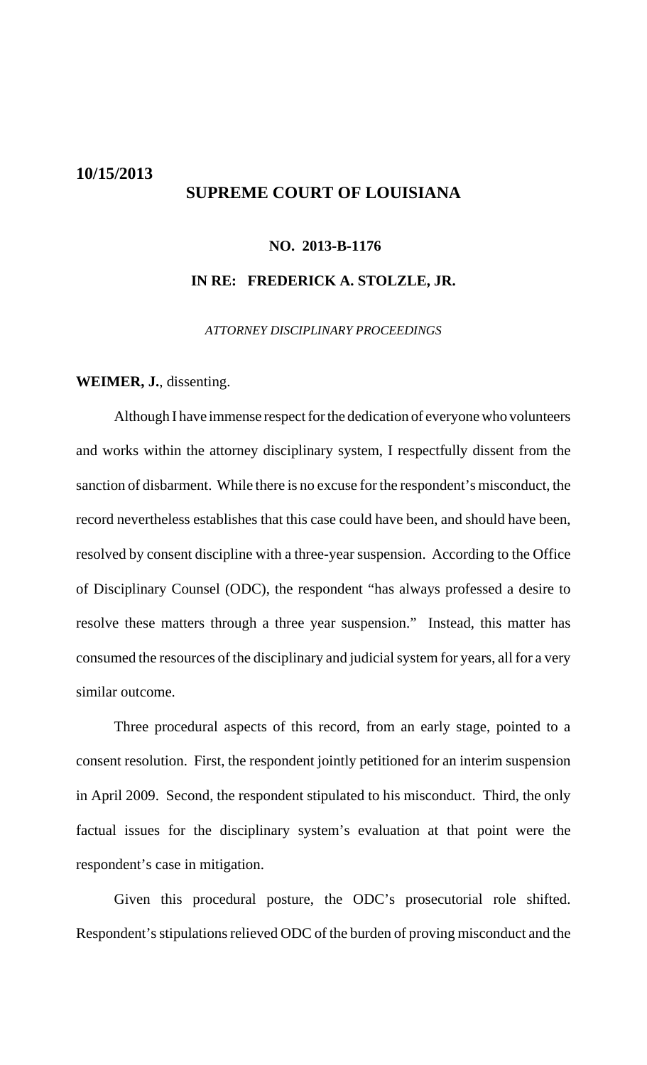**10/15/2013**

# SUPREME COURT OF LOUISIANA

## NO. 2013-B-1176

## IN RE: FREDERICK A. STOLZLE, JR.

*ATTORNEY DISCIPLINARY PROCEEDINGS*

**WEIMER, J.**, dissenting.

Although I have immense respect for the dedication of everyone who volunteers and works within the attorney disciplinary system, I respectfully dissent from the sanction of disbarment. While there is no excuse for the respondent's misconduct, the record nevertheless establishes that this case could have been, and should have been, resolved by consent discipline with a three-year suspension. According to the Office of Disciplinary Counsel (ODC), the respondent "has always professed a desire to resolve these matters through a three year suspension." Instead, this matter has consumed the resources of the disciplinary and judicial system for years, all for a very similar outcome.

Three procedural aspects of this record, from an early stage, pointed to a consent resolution. First, the respondent jointly petitioned for an interim suspension in April 2009. Second, the respondent stipulated to his misconduct. Third, the only factual issues for the disciplinary system's evaluation at that point were the respondent's case in mitigation.

Given this procedural posture, the ODC's prosecutorial role shifted. Respondent's stipulations relieved ODC of the burden of proving misconduct and the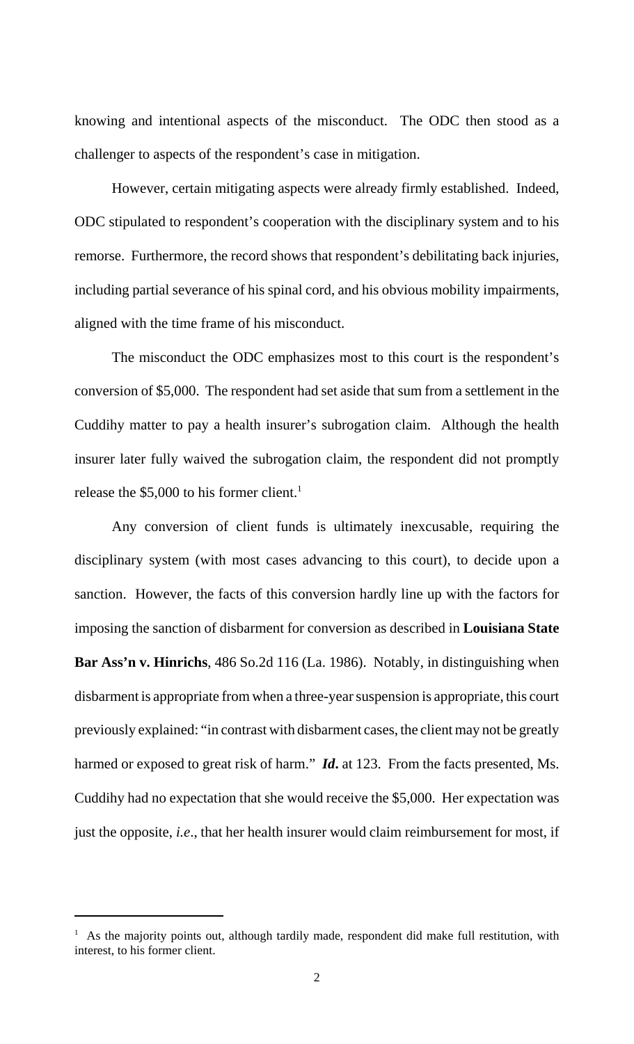knowing and intentional aspects of the misconduct. The ODC then stood as a challenger to aspects of the respondent's case in mitigation.

However, certain mitigating aspects were already firmly established. Indeed, ODC stipulated to respondent's cooperation with the disciplinary system and to his remorse. Furthermore, the record shows that respondent's debilitating back injuries, including partial severance of his spinal cord, and his obvious mobility impairments, aligned with the time frame of his misconduct.

The misconduct the ODC emphasizes most to this court is the respondent's conversion of \$5,000. The respondent had set aside that sum from a settlement in the Cuddihy matter to pay a health insurer's subrogation claim. Although the health insurer later fully waived the subrogation claim, the respondent did not promptly release the \$5,000 to his former client.[1]

Any conversion of client funds is ultimately inexcusable, requiring the disciplinary system (with most cases advancing to this court), to decide upon a sanction. However, the facts of this conversion hardly line up with the factors for imposing the sanction of disbarment for conversion as described in **Louisiana State Bar Ass'n v. Hinrichs**, 486 So.2d 116 (La. 1986). Notably, in distinguishing when disbarment is appropriate from when a three-year suspension is appropriate, this court previously explained: "in contrast with disbarment cases, the client may not be greatly harmed or exposed to great risk of harm." ***Id.*** at 123. From the facts presented, Ms. Cuddihy had no expectation that she would receive the \$5,000. Her expectation was just the opposite, *i.e.*, that her health insurer would claim reimbursement for most, if

[1] As the majority points out, although tardily made, respondent did make full restitution, with interest, to his former client.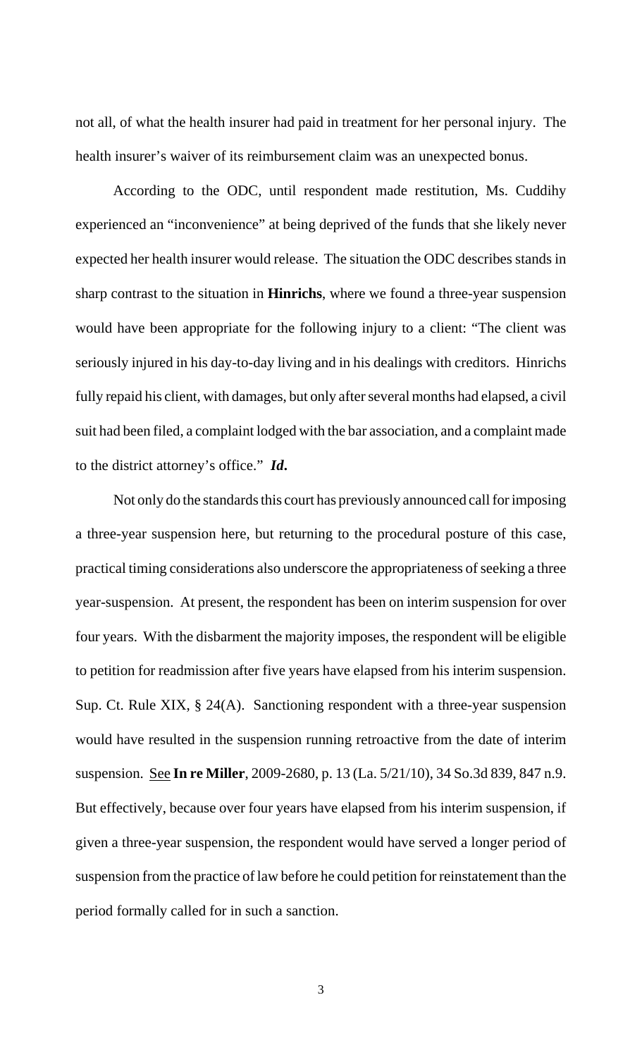not all, of what the health insurer had paid in treatment for her personal injury. The health insurer's waiver of its reimbursement claim was an unexpected bonus.

According to the ODC, until respondent made restitution, Ms. Cuddihy experienced an "inconvenience" at being deprived of the funds that she likely never expected her health insurer would release. The situation the ODC describes stands in sharp contrast to the situation in **Hinrichs**, where we found a three-year suspension would have been appropriate for the following injury to a client: "The client was seriously injured in his day-to-day living and in his dealings with creditors. Hinrichs fully repaid his client, with damages, but only after several months had elapsed, a civil suit had been filed, a complaint lodged with the bar association, and a complaint made to the district attorney's office." ***Id*.**

Not only do the standards this court has previously announced call for imposing a three-year suspension here, but returning to the procedural posture of this case, practical timing considerations also underscore the appropriateness of seeking a three year-suspension. At present, the respondent has been on interim suspension for over four years. With the disbarment the majority imposes, the respondent will be eligible to petition for readmission after five years have elapsed from his interim suspension. Sup. Ct. Rule XIX, § 24(A). Sanctioning respondent with a three-year suspension would have resulted in the suspension running retroactive from the date of interim suspension. See **In re Miller**, 2009-2680, p. 13 (La. 5/21/10), 34 So.3d 839, 847 n.9. But effectively, because over four years have elapsed from his interim suspension, if given a three-year suspension, the respondent would have served a longer period of suspension from the practice of law before he could petition for reinstatement than the period formally called for in such a sanction.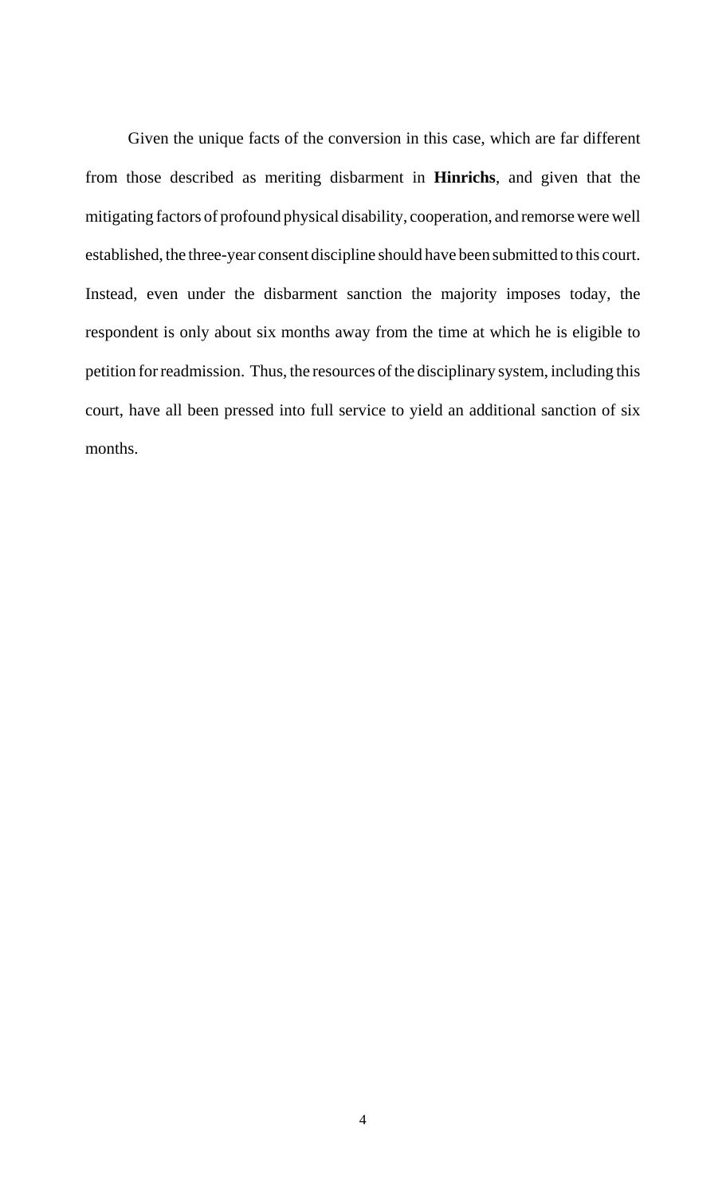Given the unique facts of the conversion in this case, which are far different from those described as meriting disbarment in **Hinrichs**, and given that the mitigating factors of profound physical disability, cooperation, and remorse were well established, the three-year consent discipline should have been submitted to this court. Instead, even under the disbarment sanction the majority imposes today, the respondent is only about six months away from the time at which he is eligible to petition for readmission. Thus, the resources of the disciplinary system, including this court, have all been pressed into full service to yield an additional sanction of six months.